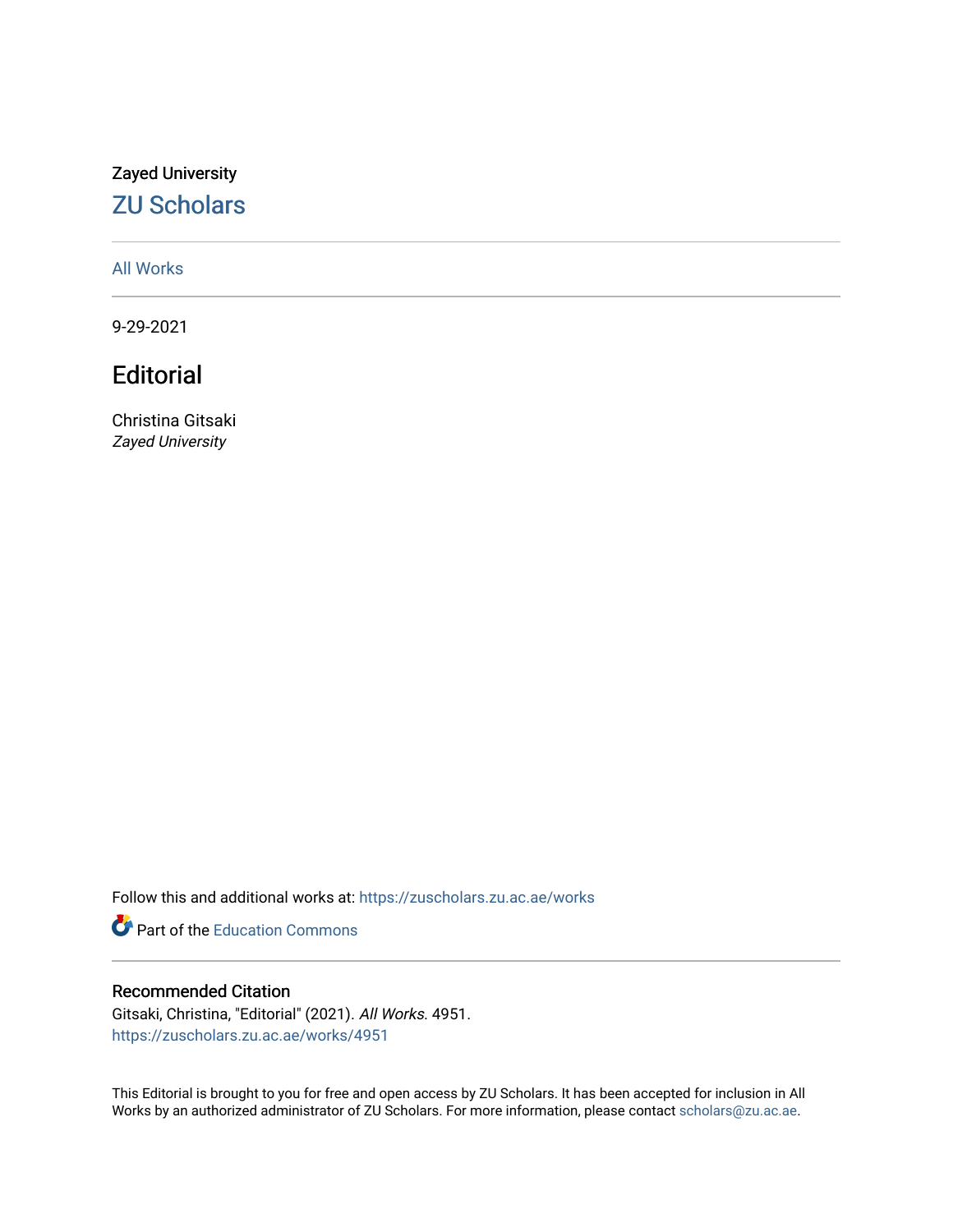Zayed University

## ZU Scholars

All Works

9-29-2021

# Editorial

Christina Gitsaki
*Zayed University*

Follow this and additional works at: https://zuscholars.zu.ac.ae/works

Part of the Education Commons

### Recommended Citation

Gitsaki, Christina, "Editorial" (2021). *All Works*. 4951.
https://zuscholars.zu.ac.ae/works/4951

This Editorial is brought to you for free and open access by ZU Scholars. It has been accepted for inclusion in All Works by an authorized administrator of ZU Scholars. For more information, please contact scholars@zu.ac.ae.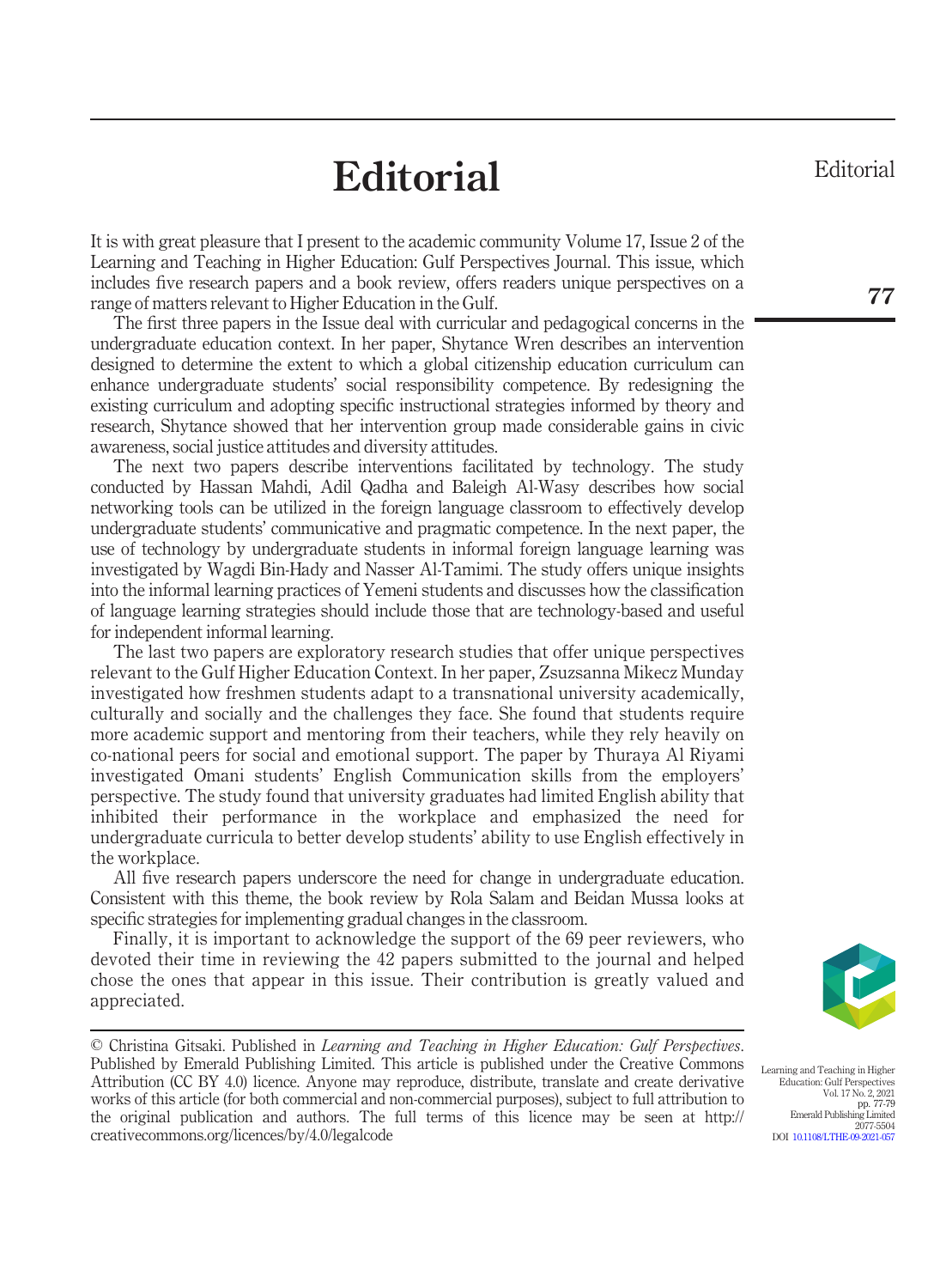# Editorial

It is with great pleasure that I present to the academic community Volume 17, Issue 2 of the Learning and Teaching in Higher Education: Gulf Perspectives Journal. This issue, which includes five research papers and a book review, offers readers unique perspectives on a range of matters relevant to Higher Education in the Gulf.

The first three papers in the Issue deal with curricular and pedagogical concerns in the undergraduate education context. In her paper, Shytance Wren describes an intervention designed to determine the extent to which a global citizenship education curriculum can enhance undergraduate students' social responsibility competence. By redesigning the existing curriculum and adopting specific instructional strategies informed by theory and research, Shytance showed that her intervention group made considerable gains in civic awareness, social justice attitudes and diversity attitudes.

The next two papers describe interventions facilitated by technology. The study conducted by Hassan Mahdi, Adil Qadha and Baleigh Al-Wasy describes how social networking tools can be utilized in the foreign language classroom to effectively develop undergraduate students' communicative and pragmatic competence. In the next paper, the use of technology by undergraduate students in informal foreign language learning was investigated by Wagdi Bin-Hady and Nasser Al-Tamimi. The study offers unique insights into the informal learning practices of Yemeni students and discusses how the classification of language learning strategies should include those that are technology-based and useful for independent informal learning.

The last two papers are exploratory research studies that offer unique perspectives relevant to the Gulf Higher Education Context. In her paper, Zsuzsanna Mikecz Munday investigated how freshmen students adapt to a transnational university academically, culturally and socially and the challenges they face. She found that students require more academic support and mentoring from their teachers, while they rely heavily on co-national peers for social and emotional support. The paper by Thuraya Al Riyami investigated Omani students' English Communication skills from the employers' perspective. The study found that university graduates had limited English ability that inhibited their performance in the workplace and emphasized the need for undergraduate curricula to better develop students' ability to use English effectively in the workplace.

All five research papers underscore the need for change in undergraduate education. Consistent with this theme, the book review by Rola Salam and Beidan Mussa looks at specific strategies for implementing gradual changes in the classroom.

Finally, it is important to acknowledge the support of the 69 peer reviewers, who devoted their time in reviewing the 42 papers submitted to the journal and helped chose the ones that appear in this issue. Their contribution is greatly valued and appreciated.

---

© Christina Gitsaki. Published in *Learning and Teaching in Higher Education: Gulf Perspectives*. Published by Emerald Publishing Limited. This article is published under the Creative Commons Attribution (CC BY 4.0) licence. Anyone may reproduce, distribute, translate and create derivative works of this article (for both commercial and non-commercial purposes), subject to full attribution to the original publication and authors. The full terms of this licence may be seen at http://creativecommons.org/licences/by/4.0/legalcode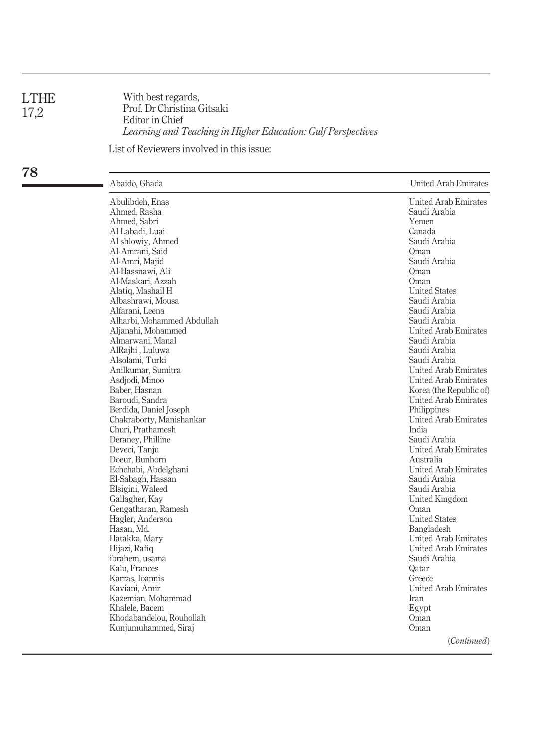With best regards,
Prof. Dr Christina Gitsaki
Editor in Chief
*Learning and Teaching in Higher Education: Gulf Perspectives*

List of Reviewers involved in this issue:

| Abaido, Ghada | United Arab Emirates |
|---|---|
| Abulibdeh, Enas | United Arab Emirates |
| Ahmed, Rasha | Saudi Arabia |
| Ahmed, Sabri | Yemen |
| Al Labadi, Luai | Canada |
| Al shlowiy, Ahmed | Saudi Arabia |
| Al-Amrani, Said | Oman |
| Al-Amri, Majid | Saudi Arabia |
| Al-Hassnawi, Ali | Oman |
| Al-Maskari, Azzah | Oman |
| Alatiq, Mashail H | United States |
| Albashrawi, Mousa | Saudi Arabia |
| Alfarani, Leena | Saudi Arabia |
| Alharbi, Mohammed Abdullah | Saudi Arabia |
| Aljanahi, Mohammed | United Arab Emirates |
| Almarwani, Manal | Saudi Arabia |
| AlRajhi , Luluwa | Saudi Arabia |
| Alsolami, Turki | Saudi Arabia |
| Anilkumar, Sumitra | United Arab Emirates |
| Asdjodi, Minoo | United Arab Emirates |
| Baber, Hasnan | Korea (the Republic of) |
| Baroudi, Sandra | United Arab Emirates |
| Berdida, Daniel Joseph | Philippines |
| Chakraborty, Manishankar | United Arab Emirates |
| Churi, Prathamesh | India |
| Deraney, Philline | Saudi Arabia |
| Deveci, Tanju | United Arab Emirates |
| Doeur, Bunhorn | Australia |
| Echchabi, Abdelghani | United Arab Emirates |
| El-Sabagh, Hassan | Saudi Arabia |
| Elsigini, Waleed | Saudi Arabia |
| Gallagher, Kay | United Kingdom |
| Gengatharan, Ramesh | Oman |
| Hagler, Anderson | United States |
| Hasan, Md. | Bangladesh |
| Hatakka, Mary | United Arab Emirates |
| Hijazi, Rafiq | United Arab Emirates |
| ibrahem, usama | Saudi Arabia |
| Kalu, Frances | Qatar |
| Karras, Ioannis | Greece |
| Kaviani, Amir | United Arab Emirates |
| Kazemian, Mohammad | Iran |
| Khalele, Bacem | Egypt |
| Khodabandelou, Rouhollah | Oman |
| Kunjumuhammed, Siraj | Oman |

(*Continued*)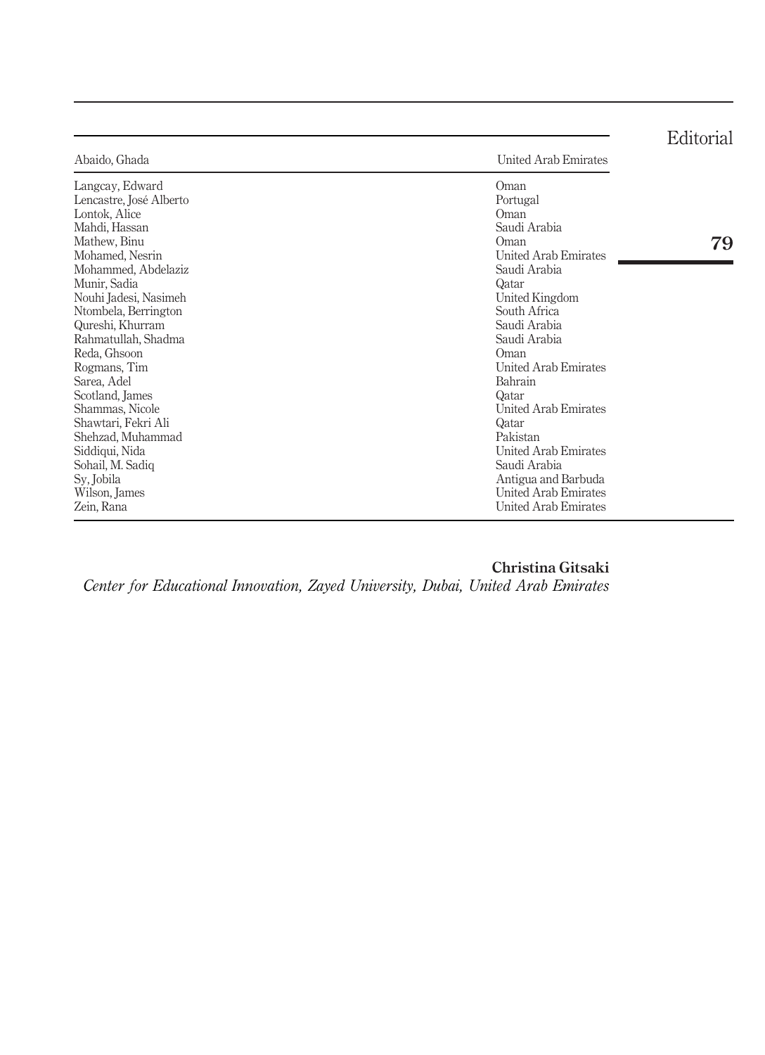| | |
|---|---|
| Abaido, Ghada | United Arab Emirates |
| Langcay, Edward | Oman |
| Lencastre, José Alberto | Portugal |
| Lontok, Alice | Oman |
| Mahdi, Hassan | Saudi Arabia |
| Mathew, Binu | Oman |
| Mohamed, Nesrin | United Arab Emirates |
| Mohammed, Abdelaziz | Saudi Arabia |
| Munir, Sadia | Qatar |
| Nouhi Jadesi, Nasimeh | United Kingdom |
| Ntombela, Berrington | South Africa |
| Qureshi, Khurram | Saudi Arabia |
| Rahmatullah, Shadma | Saudi Arabia |
| Reda, Ghsoon | Oman |
| Rogmans, Tim | United Arab Emirates |
| Sarea, Adel | Bahrain |
| Scotland, James | Qatar |
| Shammas, Nicole | United Arab Emirates |
| Shawtari, Fekri Ali | Qatar |
| Shehzad, Muhammad | Pakistan |
| Siddiqui, Nida | United Arab Emirates |
| Sohail, M. Sadiq | Saudi Arabia |
| Sy, Jobila | Antigua and Barbuda |
| Wilson, James | United Arab Emirates |
| Zein, Rana | United Arab Emirates |

**Christina Gitsaki**

*Center for Educational Innovation, Zayed University, Dubai, United Arab Emirates*